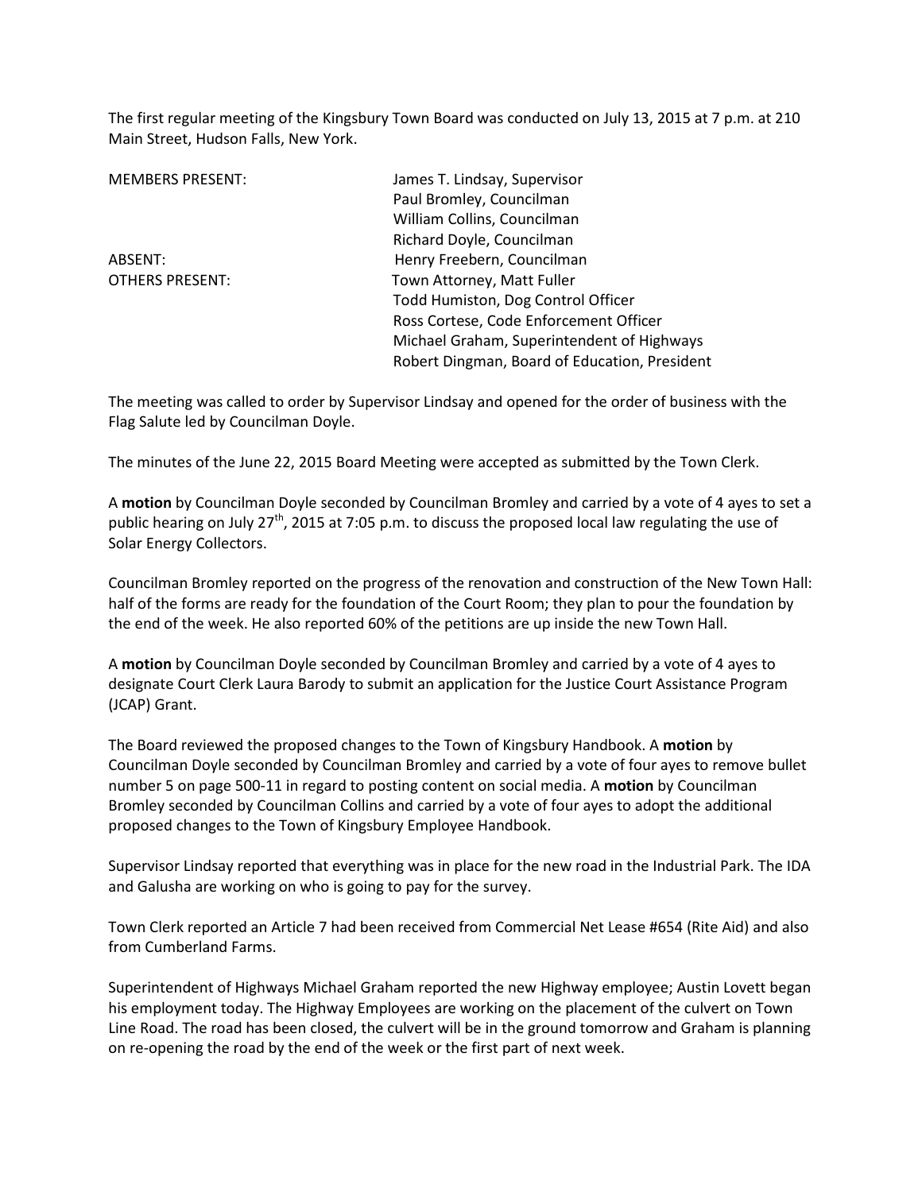The first regular meeting of the Kingsbury Town Board was conducted on July 13, 2015 at 7 p.m. at 210 Main Street, Hudson Falls, New York.

| | |
|---|---|
| MEMBERS PRESENT: | James T. Lindsay, Supervisor |
| | Paul Bromley, Councilman |
| | William Collins, Councilman |
| | Richard Doyle, Councilman |
| ABSENT: | Henry Freebern, Councilman |
| OTHERS PRESENT: | Town Attorney, Matt Fuller |
| | Todd Humiston, Dog Control Officer |
| | Ross Cortese, Code Enforcement Officer |
| | Michael Graham, Superintendent of Highways |
| | Robert Dingman, Board of Education, President |

The meeting was called to order by Supervisor Lindsay and opened for the order of business with the Flag Salute led by Councilman Doyle.

The minutes of the June 22, 2015 Board Meeting were accepted as submitted by the Town Clerk.

A **motion** by Councilman Doyle seconded by Councilman Bromley and carried by a vote of 4 ayes to set a public hearing on July 27th, 2015 at 7:05 p.m. to discuss the proposed local law regulating the use of Solar Energy Collectors.

Councilman Bromley reported on the progress of the renovation and construction of the New Town Hall: half of the forms are ready for the foundation of the Court Room; they plan to pour the foundation by the end of the week. He also reported 60% of the petitions are up inside the new Town Hall.

A **motion** by Councilman Doyle seconded by Councilman Bromley and carried by a vote of 4 ayes to designate Court Clerk Laura Barody to submit an application for the Justice Court Assistance Program (JCAP) Grant.

The Board reviewed the proposed changes to the Town of Kingsbury Handbook. A **motion** by Councilman Doyle seconded by Councilman Bromley and carried by a vote of four ayes to remove bullet number 5 on page 500-11 in regard to posting content on social media. A **motion** by Councilman Bromley seconded by Councilman Collins and carried by a vote of four ayes to adopt the additional proposed changes to the Town of Kingsbury Employee Handbook.

Supervisor Lindsay reported that everything was in place for the new road in the Industrial Park. The IDA and Galusha are working on who is going to pay for the survey.

Town Clerk reported an Article 7 had been received from Commercial Net Lease #654 (Rite Aid) and also from Cumberland Farms.

Superintendent of Highways Michael Graham reported the new Highway employee; Austin Lovett began his employment today. The Highway Employees are working on the placement of the culvert on Town Line Road. The road has been closed, the culvert will be in the ground tomorrow and Graham is planning on re-opening the road by the end of the week or the first part of next week.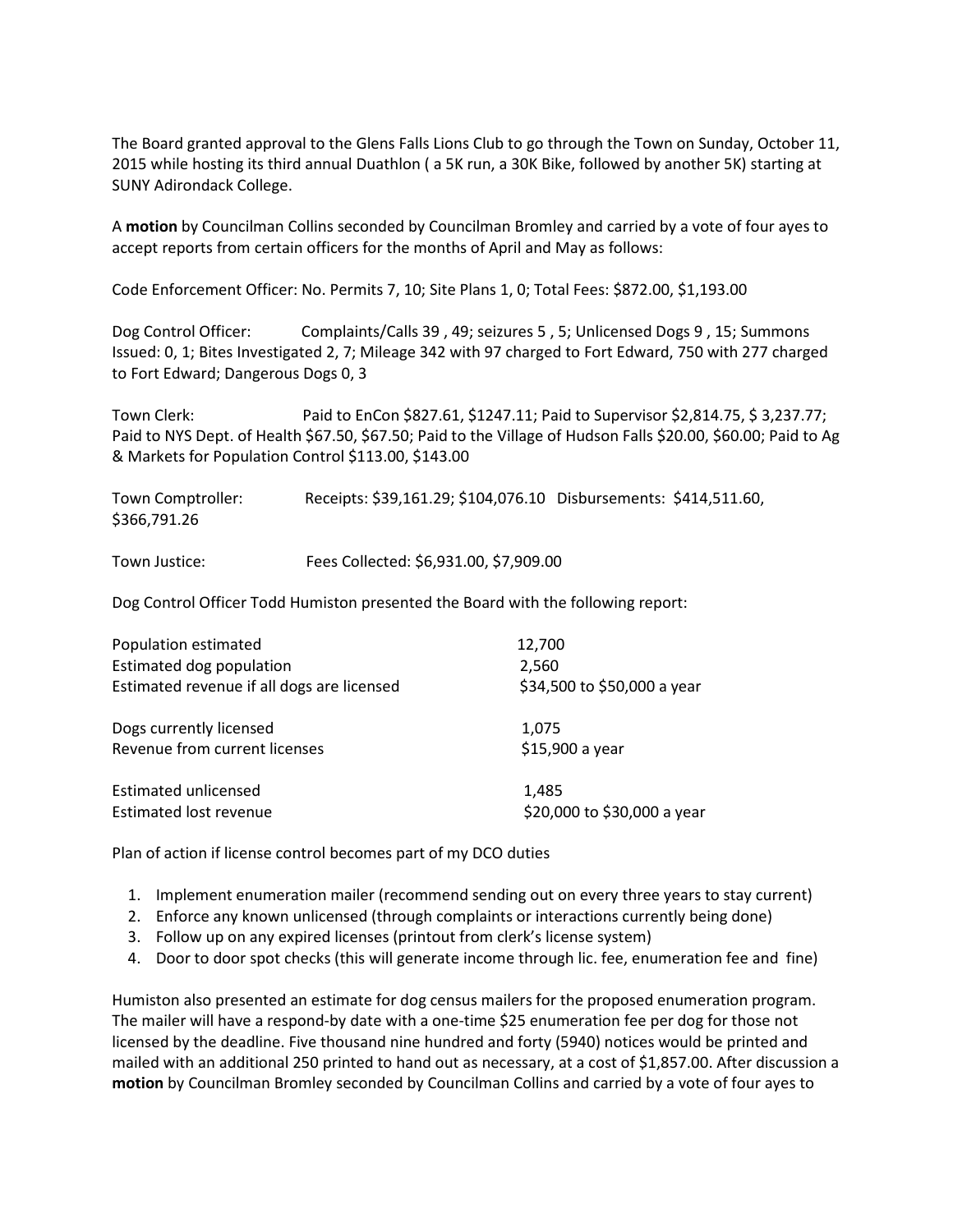The Board granted approval to the Glens Falls Lions Club to go through the Town on Sunday, October 11, 2015 while hosting its third annual Duathlon ( a 5K run, a 30K Bike, followed by another 5K) starting at SUNY Adirondack College.

A **motion** by Councilman Collins seconded by Councilman Bromley and carried by a vote of four ayes to accept reports from certain officers for the months of April and May as follows:

Code Enforcement Officer: No. Permits 7, 10; Site Plans 1, 0; Total Fees: $872.00, $1,193.00

Dog Control Officer: Complaints/Calls 39 , 49; seizures 5 , 5; Unlicensed Dogs 9 , 15; Summons Issued: 0, 1; Bites Investigated 2, 7; Mileage 342 with 97 charged to Fort Edward, 750 with 277 charged to Fort Edward; Dangerous Dogs 0, 3

Town Clerk: Paid to EnCon $827.61, $1247.11; Paid to Supervisor $2,814.75, $ 3,237.77; Paid to NYS Dept. of Health $67.50, $67.50; Paid to the Village of Hudson Falls $20.00, $60.00; Paid to Ag & Markets for Population Control $113.00, $143.00

Town Comptroller: Receipts: $39,161.29; $104,076.10 Disbursements: $414,511.60, $366,791.26

Town Justice: Fees Collected: $6,931.00, $7,909.00

Dog Control Officer Todd Humiston presented the Board with the following report:

| | |
|---|---|
| Population estimated | 12,700 |
| Estimated dog population | 2,560 |
| Estimated revenue if all dogs are licensed | $34,500 to $50,000 a year |
| Dogs currently licensed | 1,075 |
| Revenue from current licenses | $15,900 a year |
| Estimated unlicensed | 1,485 |
| Estimated lost revenue | $20,000 to $30,000 a year |

Plan of action if license control becomes part of my DCO duties

1. Implement enumeration mailer (recommend sending out on every three years to stay current)
2. Enforce any known unlicensed (through complaints or interactions currently being done)
3. Follow up on any expired licenses (printout from clerk's license system)
4. Door to door spot checks (this will generate income through lic. fee, enumeration fee and fine)

Humiston also presented an estimate for dog census mailers for the proposed enumeration program. The mailer will have a respond-by date with a one-time $25 enumeration fee per dog for those not licensed by the deadline. Five thousand nine hundred and forty (5940) notices would be printed and mailed with an additional 250 printed to hand out as necessary, at a cost of $1,857.00. After discussion a **motion** by Councilman Bromley seconded by Councilman Collins and carried by a vote of four ayes to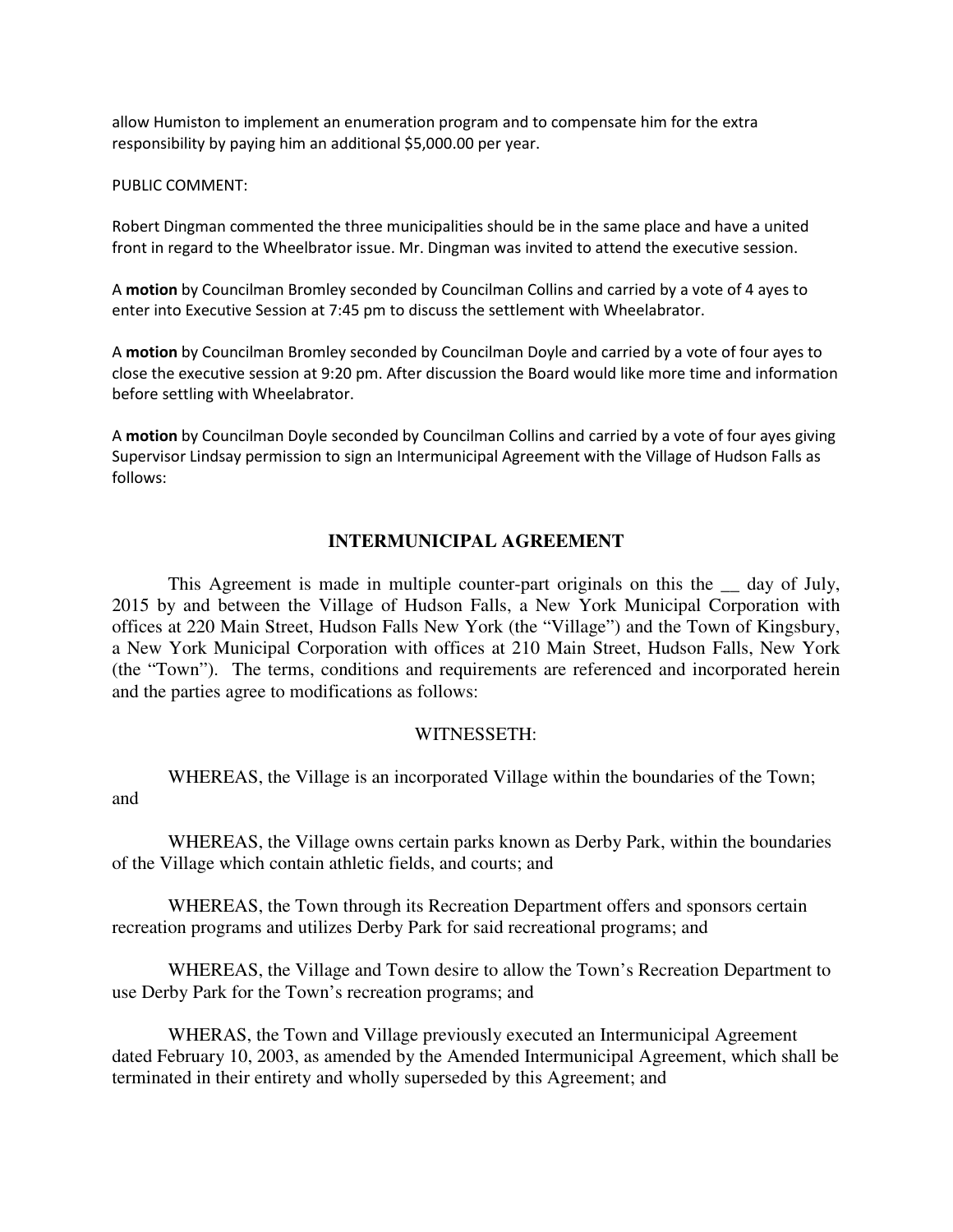allow Humiston to implement an enumeration program and to compensate him for the extra responsibility by paying him an additional $5,000.00 per year.

PUBLIC COMMENT:

Robert Dingman commented the three municipalities should be in the same place and have a united front in regard to the Wheelbrator issue. Mr. Dingman was invited to attend the executive session.

A **motion** by Councilman Bromley seconded by Councilman Collins and carried by a vote of 4 ayes to enter into Executive Session at 7:45 pm to discuss the settlement with Wheelabrator.

A **motion** by Councilman Bromley seconded by Councilman Doyle and carried by a vote of four ayes to close the executive session at 9:20 pm. After discussion the Board would like more time and information before settling with Wheelabrator.

A **motion** by Councilman Doyle seconded by Councilman Collins and carried by a vote of four ayes giving Supervisor Lindsay permission to sign an Intermunicipal Agreement with the Village of Hudson Falls as follows:

## INTERMUNICIPAL AGREEMENT

This Agreement is made in multiple counter-part originals on this the __ day of July, 2015 by and between the Village of Hudson Falls, a New York Municipal Corporation with offices at 220 Main Street, Hudson Falls New York (the "Village") and the Town of Kingsbury, a New York Municipal Corporation with offices at 210 Main Street, Hudson Falls, New York (the "Town"). The terms, conditions and requirements are referenced and incorporated herein and the parties agree to modifications as follows:

WITNESSETH:

WHEREAS, the Village is an incorporated Village within the boundaries of the Town; and

WHEREAS, the Village owns certain parks known as Derby Park, within the boundaries of the Village which contain athletic fields, and courts; and

WHEREAS, the Town through its Recreation Department offers and sponsors certain recreation programs and utilizes Derby Park for said recreational programs; and

WHEREAS, the Village and Town desire to allow the Town's Recreation Department to use Derby Park for the Town's recreation programs; and

WHERAS, the Town and Village previously executed an Intermunicipal Agreement dated February 10, 2003, as amended by the Amended Intermunicipal Agreement, which shall be terminated in their entirety and wholly superseded by this Agreement; and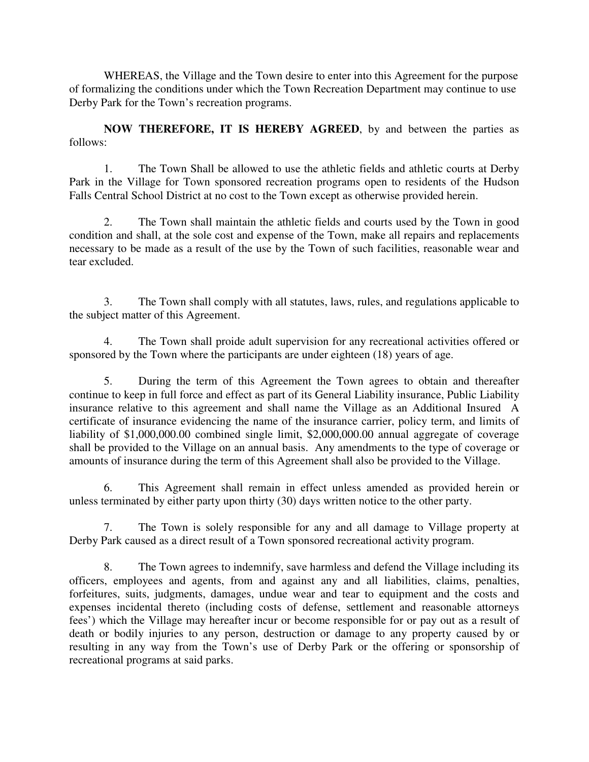WHEREAS, the Village and the Town desire to enter into this Agreement for the purpose of formalizing the conditions under which the Town Recreation Department may continue to use Derby Park for the Town's recreation programs.

**NOW THEREFORE, IT IS HEREBY AGREED**, by and between the parties as follows:

1. The Town Shall be allowed to use the athletic fields and athletic courts at Derby Park in the Village for Town sponsored recreation programs open to residents of the Hudson Falls Central School District at no cost to the Town except as otherwise provided herein.

2. The Town shall maintain the athletic fields and courts used by the Town in good condition and shall, at the sole cost and expense of the Town, make all repairs and replacements necessary to be made as a result of the use by the Town of such facilities, reasonable wear and tear excluded.

3. The Town shall comply with all statutes, laws, rules, and regulations applicable to the subject matter of this Agreement.

4. The Town shall proide adult supervision for any recreational activities offered or sponsored by the Town where the participants are under eighteen (18) years of age.

5. During the term of this Agreement the Town agrees to obtain and thereafter continue to keep in full force and effect as part of its General Liability insurance, Public Liability insurance relative to this agreement and shall name the Village as an Additional Insured A certificate of insurance evidencing the name of the insurance carrier, policy term, and limits of liability of $1,000,000.00 combined single limit, $2,000,000.00 annual aggregate of coverage shall be provided to the Village on an annual basis. Any amendments to the type of coverage or amounts of insurance during the term of this Agreement shall also be provided to the Village.

6. This Agreement shall remain in effect unless amended as provided herein or unless terminated by either party upon thirty (30) days written notice to the other party.

7. The Town is solely responsible for any and all damage to Village property at Derby Park caused as a direct result of a Town sponsored recreational activity program.

8. The Town agrees to indemnify, save harmless and defend the Village including its officers, employees and agents, from and against any and all liabilities, claims, penalties, forfeitures, suits, judgments, damages, undue wear and tear to equipment and the costs and expenses incidental thereto (including costs of defense, settlement and reasonable attorneys fees') which the Village may hereafter incur or become responsible for or pay out as a result of death or bodily injuries to any person, destruction or damage to any property caused by or resulting in any way from the Town's use of Derby Park or the offering or sponsorship of recreational programs at said parks.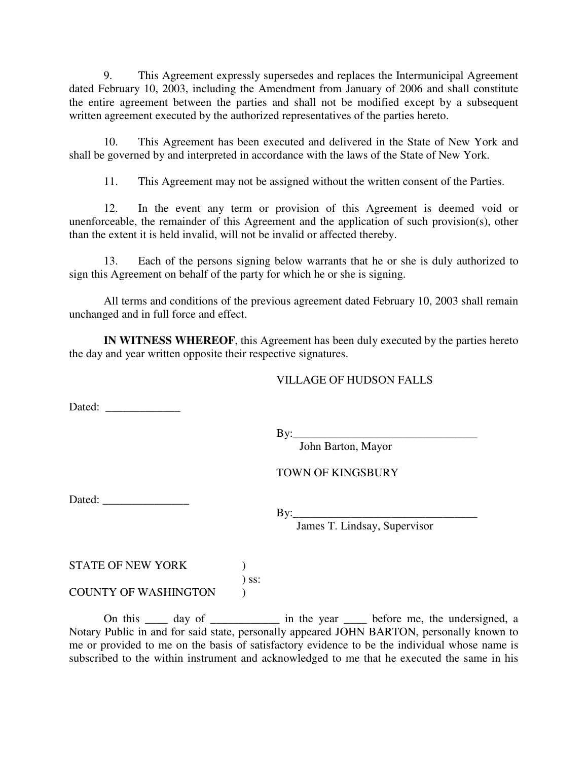9. This Agreement expressly supersedes and replaces the Intermunicipal Agreement dated February 10, 2003, including the Amendment from January of 2006 and shall constitute the entire agreement between the parties and shall not be modified except by a subsequent written agreement executed by the authorized representatives of the parties hereto.

10. This Agreement has been executed and delivered in the State of New York and shall be governed by and interpreted in accordance with the laws of the State of New York.

11. This Agreement may not be assigned without the written consent of the Parties.

12. In the event any term or provision of this Agreement is deemed void or unenforceable, the remainder of this Agreement and the application of such provision(s), other than the extent it is held invalid, will not be invalid or affected thereby.

13. Each of the persons signing below warrants that he or she is duly authorized to sign this Agreement on behalf of the party for which he or she is signing.

All terms and conditions of the previous agreement dated February 10, 2003 shall remain unchanged and in full force and effect.

**IN WITNESS WHEREOF**, this Agreement has been duly executed by the parties hereto the day and year written opposite their respective signatures.

VILLAGE OF HUDSON FALLS

Dated: _____________

By:_________________________________
John Barton, Mayor

TOWN OF KINGSBURY

Dated: _______________

By:_________________________________
James T. Lindsay, Supervisor

STATE OF NEW YORK )
) ss:
COUNTY OF WASHINGTON )

On this ____ day of ____________ in the year ____ before me, the undersigned, a Notary Public in and for said state, personally appeared JOHN BARTON, personally known to me or provided to me on the basis of satisfactory evidence to be the individual whose name is subscribed to the within instrument and acknowledged to me that he executed the same in his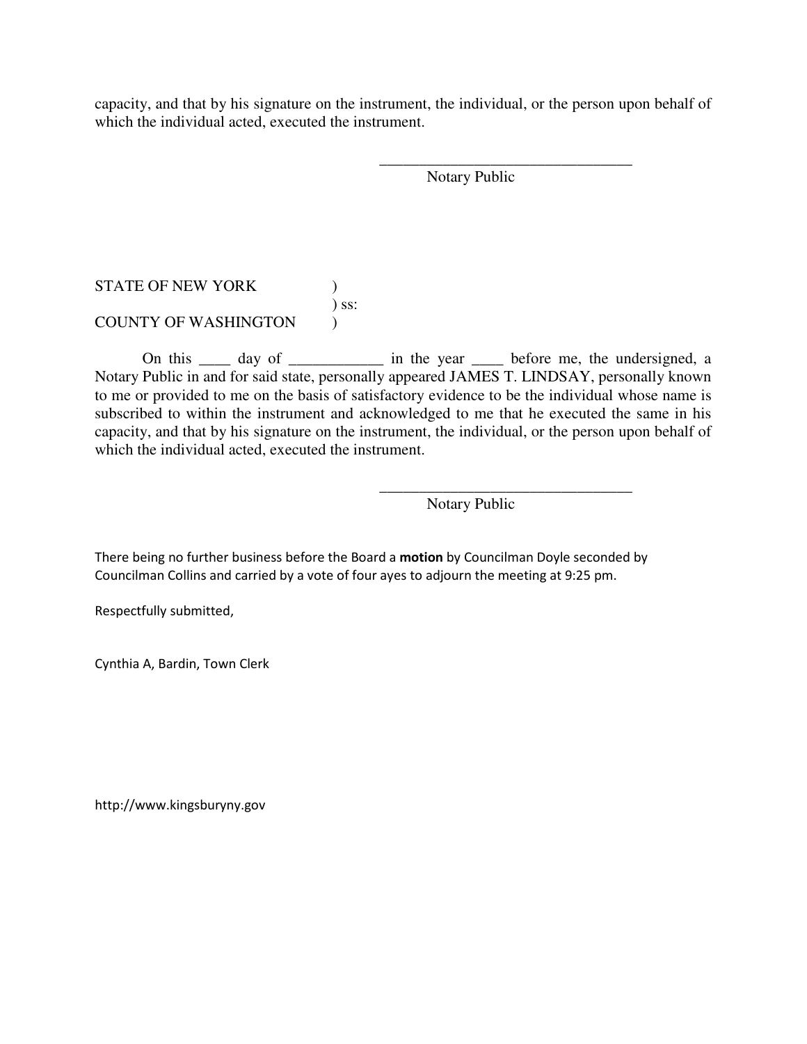capacity, and that by his signature on the instrument, the individual, or the person upon behalf of which the individual acted, executed the instrument.

\_\_\_\_\_\_\_\_\_\_\_\_\_\_\_\_\_\_\_\_\_\_\_\_\_\_\_\_\_\_\_\_\_
Notary Public

STATE OF NEW YORK )
) ss:
COUNTY OF WASHINGTON )

On this \_\_\_\_ day of \_\_\_\_\_\_\_\_\_\_\_\_ in the year \_\_\_\_ before me, the undersigned, a Notary Public in and for said state, personally appeared JAMES T. LINDSAY, personally known to me or provided to me on the basis of satisfactory evidence to be the individual whose name is subscribed to within the instrument and acknowledged to me that he executed the same in his capacity, and that by his signature on the instrument, the individual, or the person upon behalf of which the individual acted, executed the instrument.

\_\_\_\_\_\_\_\_\_\_\_\_\_\_\_\_\_\_\_\_\_\_\_\_\_\_\_\_\_\_\_\_\_
Notary Public

There being no further business before the Board a **motion** by Councilman Doyle seconded by Councilman Collins and carried by a vote of four ayes to adjourn the meeting at 9:25 pm.

Respectfully submitted,

Cynthia A, Bardin, Town Clerk

http://www.kingsburyny.gov